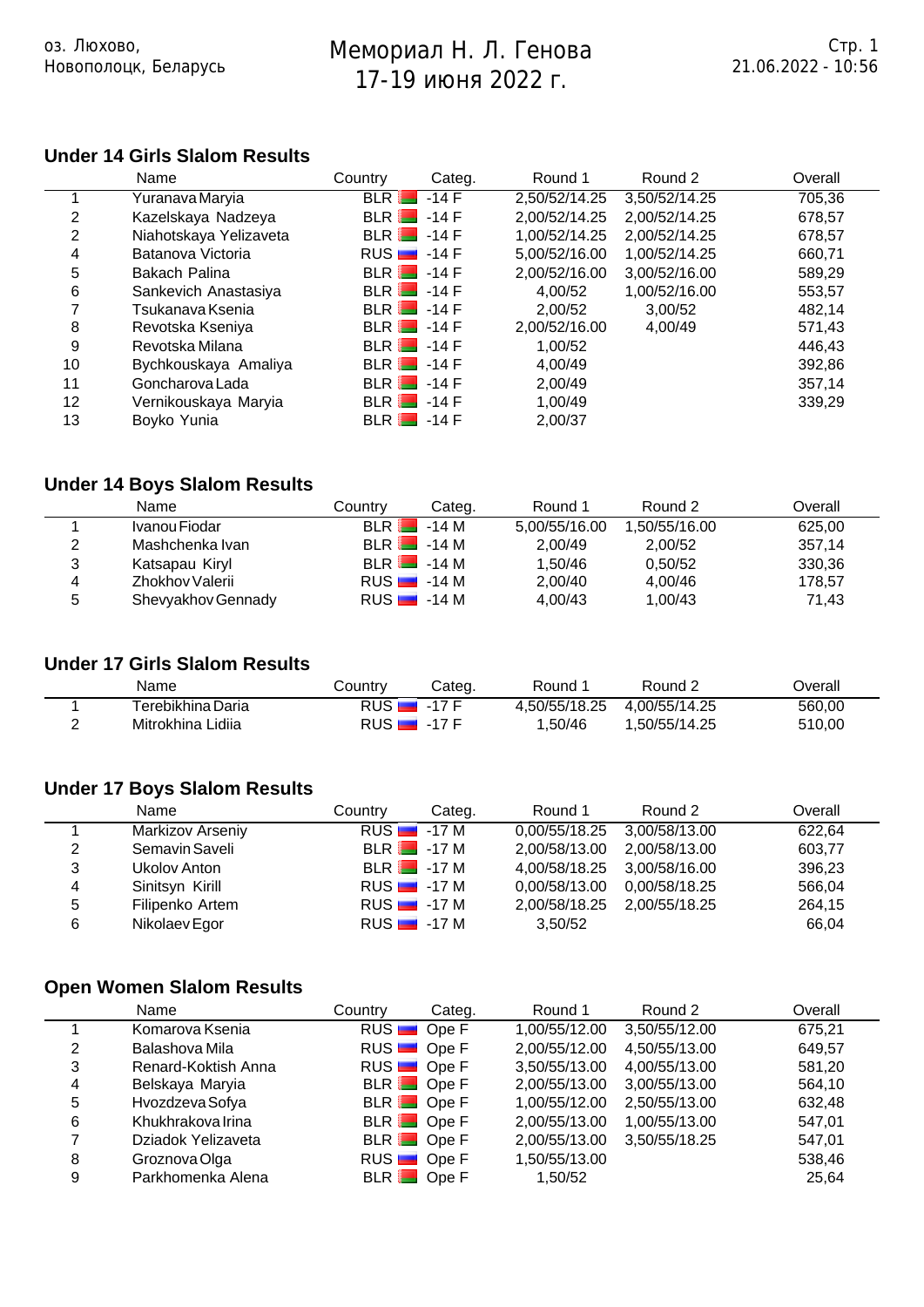оз. Люхово,
Новополоцк, Беларусь

# Мемориал Н. Л. Генова
17-19 июня 2022 г.

21.06.2022 - 10:56

## Under 14 Girls Slalom Results

| | Name | Country | Categ. | Round 1 | Round 2 | Overall |
|---|---|---|---|---|---|---|
| 1 | Yuranava Maryia | BLR | -14 F | 2,50/52/14.25 | 3,50/52/14.25 | 705,36 |
| 2 | Kazelskaya Nadzeya | BLR | -14 F | 2,00/52/14.25 | 2,00/52/14.25 | 678,57 |
| 2 | Niahotskaya Yelizaveta | BLR | -14 F | 1,00/52/14.25 | 2,00/52/14.25 | 678,57 |
| 4 | Batanova Victoria | RUS | -14 F | 5,00/52/16.00 | 1,00/52/14.25 | 660,71 |
| 5 | Bakach Palina | BLR | -14 F | 2,00/52/16.00 | 3,00/52/16.00 | 589,29 |
| 6 | Sankevich Anastasiya | BLR | -14 F | 4,00/52 | 1,00/52/16.00 | 553,57 |
| 7 | Tsukanava Ksenia | BLR | -14 F | 2,00/52 | 3,00/52 | 482,14 |
| 8 | Revotska Kseniya | BLR | -14 F | 2,00/52/16.00 | 4,00/49 | 571,43 |
| 9 | Revotska Milana | BLR | -14 F | 1,00/52 | | 446,43 |
| 10 | Bychkouskaya Amaliya | BLR | -14 F | 4,00/49 | | 392,86 |
| 11 | Goncharova Lada | BLR | -14 F | 2,00/49 | | 357,14 |
| 12 | Vernikouskaya Maryia | BLR | -14 F | 1,00/49 | | 339,29 |
| 13 | Boyko Yunia | BLR | -14 F | 2,00/37 | | |

## Under 14 Boys Slalom Results

| | Name | Country | Categ. | Round 1 | Round 2 | Overall |
|---|---|---|---|---|---|---|
| 1 | Ivanou Fiodar | BLR | -14 M | 5,00/55/16.00 | 1,50/55/16.00 | 625,00 |
| 2 | Mashchenka Ivan | BLR | -14 M | 2,00/49 | 2,00/52 | 357,14 |
| 3 | Katsapau Kiryl | BLR | -14 M | 1,50/46 | 0,50/52 | 330,36 |
| 4 | Zhokhov Valerii | RUS | -14 M | 2,00/40 | 4,00/46 | 178,57 |
| 5 | Shevyakhov Gennady | RUS | -14 M | 4,00/43 | 1,00/43 | 71,43 |

## Under 17 Girls Slalom Results

| | Name | Country | Categ. | Round 1 | Round 2 | Overall |
|---|---|---|---|---|---|---|
| 1 | Terebikhina Daria | RUS | -17 F | 4,50/55/18.25 | 4,00/55/14.25 | 560,00 |
| 2 | Mitrokhina Lidiia | RUS | -17 F | 1,50/46 | 1,50/55/14.25 | 510,00 |

## Under 17 Boys Slalom Results

| | Name | Country | Categ. | Round 1 | Round 2 | Overall |
|---|---|---|---|---|---|---|
| 1 | Markizov Arseniy | RUS | -17 M | 0,00/55/18.25 | 3,00/58/13.00 | 622,64 |
| 2 | Semavin Saveli | BLR | -17 M | 2,00/58/13.00 | 2,00/58/13.00 | 603,77 |
| 3 | Ukolov Anton | BLR | -17 M | 4,00/58/18.25 | 3,00/58/16.00 | 396,23 |
| 4 | Sinitsyn Kirill | RUS | -17 M | 0,00/58/13.00 | 0,00/58/18.25 | 566,04 |
| 5 | Filipenko Artem | RUS | -17 M | 2,00/58/18.25 | 2,00/55/18.25 | 264,15 |
| 6 | Nikolaev Egor | RUS | -17 M | 3,50/52 | | 66,04 |

## Open Women Slalom Results

| | Name | Country | Categ. | Round 1 | Round 2 | Overall |
|---|---|---|---|---|---|---|
| 1 | Komarova Ksenia | RUS | Ope F | 1,00/55/12.00 | 3,50/55/12.00 | 675,21 |
| 2 | Balashova Mila | RUS | Ope F | 2,00/55/12.00 | 4,50/55/13.00 | 649,57 |
| 3 | Renard-Koktish Anna | RUS | Ope F | 3,50/55/13.00 | 4,00/55/13.00 | 581,20 |
| 4 | Belskaya Maryia | BLR | Ope F | 2,00/55/13.00 | 3,00/55/13.00 | 564,10 |
| 5 | Hvozdzeva Sofya | BLR | Ope F | 1,00/55/12.00 | 2,50/55/13.00 | 632,48 |
| 6 | Khukhrakova Irina | BLR | Ope F | 2,00/55/13.00 | 1,00/55/13.00 | 547,01 |
| 7 | Dziadok Yelizaveta | BLR | Ope F | 2,00/55/13.00 | 3,50/55/18.25 | 547,01 |
| 8 | Groznova Olga | RUS | Ope F | 1,50/55/13.00 | | 538,46 |
| 9 | Parkhomenka Alena | BLR | Ope F | 1,50/52 | | 25,64 |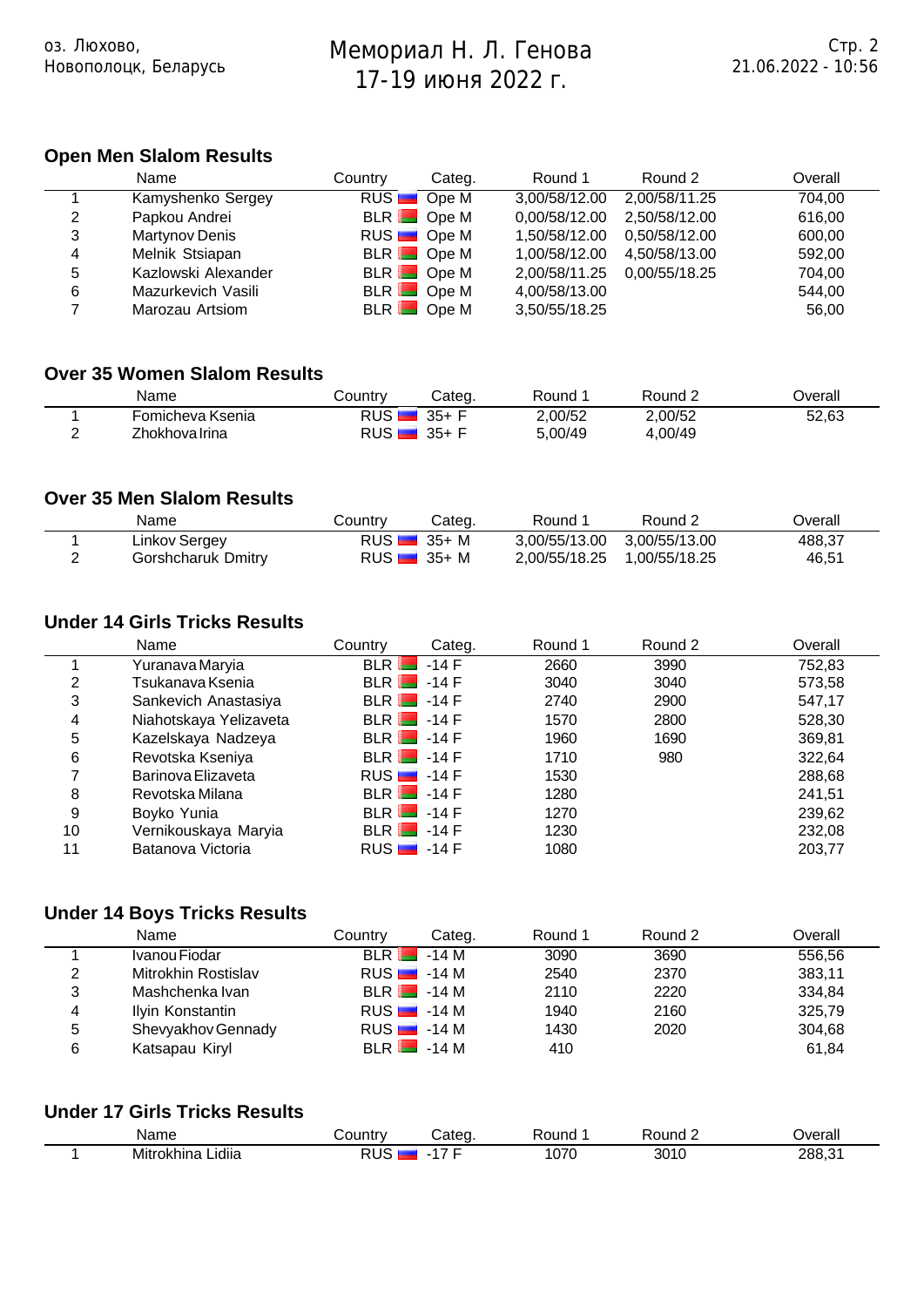## Open Men Slalom Results

| | Name | Country | Categ. | Round 1 | Round 2 | Overall |
|---|---|---|---|---|---|---|
| 1 | Kamyshenko Sergey | RUS | Ope M | 3,00/58/12.00 | 2,00/58/11.25 | 704,00 |
| 2 | Papkou Andrei | BLR | Ope M | 0,00/58/12.00 | 2,50/58/12.00 | 616,00 |
| 3 | Martynov Denis | RUS | Ope M | 1,50/58/12.00 | 0,50/58/12.00 | 600,00 |
| 4 | Melnik Stsiapan | BLR | Ope M | 1,00/58/12.00 | 4,50/58/13.00 | 592,00 |
| 5 | Kazlowski Alexander | BLR | Ope M | 2,00/58/11.25 | 0,00/55/18.25 | 704,00 |
| 6 | Mazurkevich Vasili | BLR | Ope M | 4,00/58/13.00 | | 544,00 |
| 7 | Marozau Artsiom | BLR | Ope M | 3,50/55/18.25 | | 56,00 |

## Over 35 Women Slalom Results

| | Name | Country | Categ. | Round 1 | Round 2 | Overall |
|---|---|---|---|---|---|---|
| 1 | Fomicheva Ksenia | RUS | 35+ F | 2,00/52 | 2,00/52 | 52,63 |
| 2 | Zhokhova Irina | RUS | 35+ F | 5,00/49 | 4,00/49 | |

## Over 35 Men Slalom Results

| | Name | Country | Categ. | Round 1 | Round 2 | Overall |
|---|---|---|---|---|---|---|
| 1 | Linkov Sergey | RUS | 35+ M | 3,00/55/13.00 | 3,00/55/13.00 | 488,37 |
| 2 | Gorshcharuk Dmitry | RUS | 35+ M | 2,00/55/18.25 | 1,00/55/18.25 | 46,51 |

## Under 14 Girls Tricks Results

| | Name | Country | Categ. | Round 1 | Round 2 | Overall |
|---|---|---|---|---|---|---|
| 1 | Yuranava Maryia | BLR | -14 F | 2660 | 3990 | 752,83 |
| 2 | Tsukanava Ksenia | BLR | -14 F | 3040 | 3040 | 573,58 |
| 3 | Sankevich Anastasiya | BLR | -14 F | 2740 | 2900 | 547,17 |
| 4 | Niahotskaya Yelizaveta | BLR | -14 F | 1570 | 2800 | 528,30 |
| 5 | Kazelskaya Nadzeya | BLR | -14 F | 1960 | 1690 | 369,81 |
| 6 | Revotska Kseniya | BLR | -14 F | 1710 | 980 | 322,64 |
| 7 | Barinova Elizaveta | RUS | -14 F | 1530 | | 288,68 |
| 8 | Revotska Milana | BLR | -14 F | 1280 | | 241,51 |
| 9 | Boyko Yunia | BLR | -14 F | 1270 | | 239,62 |
| 10 | Vernikouskaya Maryia | BLR | -14 F | 1230 | | 232,08 |
| 11 | Batanova Victoria | RUS | -14 F | 1080 | | 203,77 |

## Under 14 Boys Tricks Results

| | Name | Country | Categ. | Round 1 | Round 2 | Overall |
|---|---|---|---|---|---|---|
| 1 | Ivanou Fiodar | BLR | -14 M | 3090 | 3690 | 556,56 |
| 2 | Mitrokhin Rostislav | RUS | -14 M | 2540 | 2370 | 383,11 |
| 3 | Mashchenka Ivan | BLR | -14 M | 2110 | 2220 | 334,84 |
| 4 | Ilyin Konstantin | RUS | -14 M | 1940 | 2160 | 325,79 |
| 5 | Shevyakhov Gennady | RUS | -14 M | 1430 | 2020 | 304,68 |
| 6 | Katsapau Kiryl | BLR | -14 M | 410 | | 61,84 |

## Under 17 Girls Tricks Results

| | Name | Country | Categ. | Round 1 | Round 2 | Overall |
|---|---|---|---|---|---|---|
| 1 | Mitrokhina Lidiia | RUS | -17 F | 1070 | 3010 | 288,31 |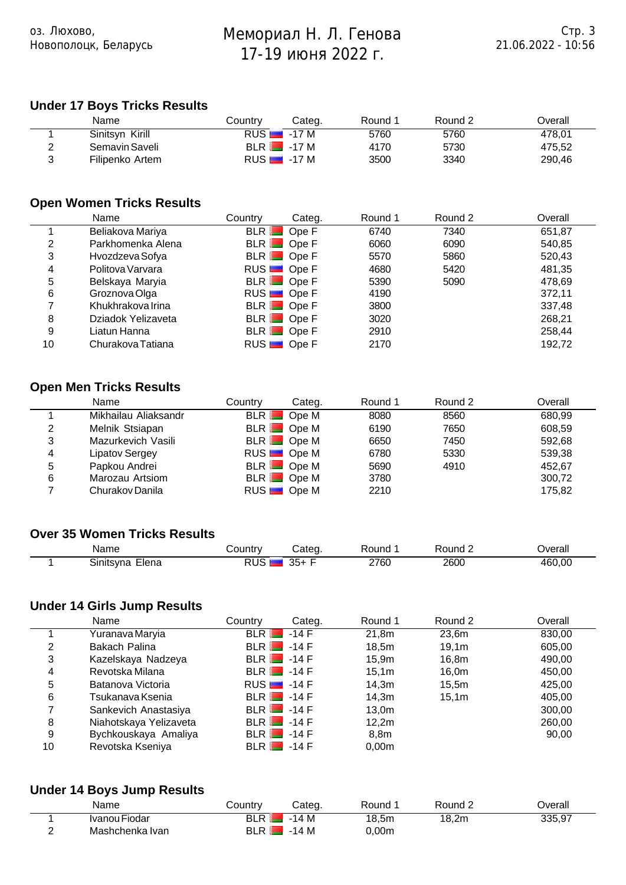## Under 17 Boys Tricks Results

| | Name | Country | Categ. | Round 1 | Round 2 | Overall |
|---|---|---|---|---|---|---|
| 1 | Sinitsyn Kirill | RUS | -17 M | 5760 | 5760 | 478,01 |
| 2 | Semavin Saveli | BLR | -17 M | 4170 | 5730 | 475,52 |
| 3 | Filipenko Artem | RUS | -17 M | 3500 | 3340 | 290,46 |

## Open Women Tricks Results

| | Name | Country | Categ. | Round 1 | Round 2 | Overall |
|---|---|---|---|---|---|---|
| 1 | Beliakova Mariya | BLR | Ope F | 6740 | 7340 | 651,87 |
| 2 | Parkhomenka Alena | BLR | Ope F | 6060 | 6090 | 540,85 |
| 3 | Hvozdzeva Sofya | BLR | Ope F | 5570 | 5860 | 520,43 |
| 4 | Politova Varvara | RUS | Ope F | 4680 | 5420 | 481,35 |
| 5 | Belskaya Maryia | BLR | Ope F | 5390 | 5090 | 478,69 |
| 6 | Groznova Olga | RUS | Ope F | 4190 | | 372,11 |
| 7 | Khukhrakova Irina | BLR | Ope F | 3800 | | 337,48 |
| 8 | Dziadok Yelizaveta | BLR | Ope F | 3020 | | 268,21 |
| 9 | Liatun Hanna | BLR | Ope F | 2910 | | 258,44 |
| 10 | Churakova Tatiana | RUS | Ope F | 2170 | | 192,72 |

## Open Men Tricks Results

| | Name | Country | Categ. | Round 1 | Round 2 | Overall |
|---|---|---|---|---|---|---|
| 1 | Mikhailau Aliaksandr | BLR | Ope M | 8080 | 8560 | 680,99 |
| 2 | Melnik Stsiapan | BLR | Ope M | 6190 | 7650 | 608,59 |
| 3 | Mazurkevich Vasili | BLR | Ope M | 6650 | 7450 | 592,68 |
| 4 | Lipatov Sergey | RUS | Ope M | 6780 | 5330 | 539,38 |
| 5 | Papkou Andrei | BLR | Ope M | 5690 | 4910 | 452,67 |
| 6 | Marozau Artsiom | BLR | Ope M | 3780 | | 300,72 |
| 7 | Churakov Danila | RUS | Ope M | 2210 | | 175,82 |

## Over 35 Women Tricks Results

| | Name | Country | Categ. | Round 1 | Round 2 | Overall |
|---|---|---|---|---|---|---|
| 1 | Sinitsyna Elena | RUS | 35+ F | 2760 | 2600 | 460,00 |

## Under 14 Girls Jump Results

| | Name | Country | Categ. | Round 1 | Round 2 | Overall |
|---|---|---|---|---|---|---|
| 1 | Yuranava Maryia | BLR | -14 F | 21,8m | 23,6m | 830,00 |
| 2 | Bakach Palina | BLR | -14 F | 18,5m | 19,1m | 605,00 |
| 3 | Kazelskaya Nadzeya | BLR | -14 F | 15,9m | 16,8m | 490,00 |
| 4 | Revotska Milana | BLR | -14 F | 15,1m | 16,0m | 450,00 |
| 5 | Batanova Victoria | RUS | -14 F | 14,3m | 15,5m | 425,00 |
| 6 | Tsukanava Ksenia | BLR | -14 F | 14,3m | 15,1m | 405,00 |
| 7 | Sankevich Anastasiya | BLR | -14 F | 13,0m | | 300,00 |
| 8 | Niahotskaya Yelizaveta | BLR | -14 F | 12,2m | | 260,00 |
| 9 | Bychkouskaya Amaliya | BLR | -14 F | 8,8m | | 90,00 |
| 10 | Revotska Kseniya | BLR | -14 F | 0,00m | | |

## Under 14 Boys Jump Results

| | Name | Country | Categ. | Round 1 | Round 2 | Overall |
|---|---|---|---|---|---|---|
| 1 | Ivanou Fiodar | BLR | -14 M | 18,5m | 18,2m | 335,97 |
| 2 | Mashchenka Ivan | BLR | -14 M | 0,00m | | |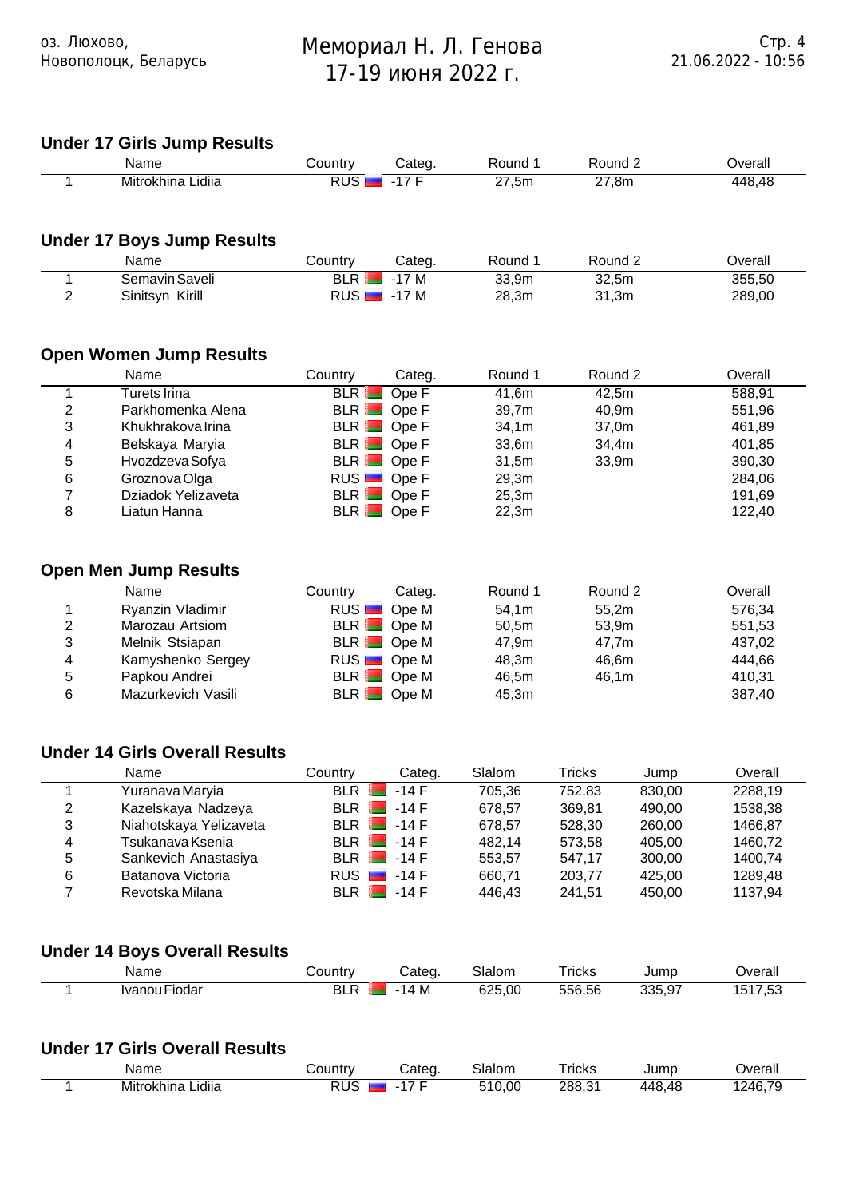## Under 17 Girls Jump Results

| | Name | Country | Categ. | Round 1 | Round 2 | Overall |
|---|---|---|---|---|---|---|
| 1 | Mitrokhina Lidiia | RUS | -17 F | 27,5m | 27,8m | 448,48 |

## Under 17 Boys Jump Results

| | Name | Country | Categ. | Round 1 | Round 2 | Overall |
|---|---|---|---|---|---|---|
| 1 | Semavin Saveli | BLR | -17 M | 33,9m | 32,5m | 355,50 |
| 2 | Sinitsyn Kirill | RUS | -17 M | 28,3m | 31,3m | 289,00 |

## Open Women Jump Results

| | Name | Country | Categ. | Round 1 | Round 2 | Overall |
|---|---|---|---|---|---|---|
| 1 | Turets Irina | BLR | Ope F | 41,6m | 42,5m | 588,91 |
| 2 | Parkhomenka Alena | BLR | Ope F | 39,7m | 40,9m | 551,96 |
| 3 | Khukhrakova Irina | BLR | Ope F | 34,1m | 37,0m | 461,89 |
| 4 | Belskaya Maryia | BLR | Ope F | 33,6m | 34,4m | 401,85 |
| 5 | Hvozdzeva Sofya | BLR | Ope F | 31,5m | 33,9m | 390,30 |
| 6 | Groznova Olga | RUS | Ope F | 29,3m | | 284,06 |
| 7 | Dziadok Yelizaveta | BLR | Ope F | 25,3m | | 191,69 |
| 8 | Liatun Hanna | BLR | Ope F | 22,3m | | 122,40 |

## Open Men Jump Results

| | Name | Country | Categ. | Round 1 | Round 2 | Overall |
|---|---|---|---|---|---|---|
| 1 | Ryanzin Vladimir | RUS | Ope M | 54,1m | 55,2m | 576,34 |
| 2 | Marozau Artsiom | BLR | Ope M | 50,5m | 53,9m | 551,53 |
| 3 | Melnik Stsiapan | BLR | Ope M | 47,9m | 47,7m | 437,02 |
| 4 | Kamyshenko Sergey | RUS | Ope M | 48,3m | 46,6m | 444,66 |
| 5 | Papkou Andrei | BLR | Ope M | 46,5m | 46,1m | 410,31 |
| 6 | Mazurkevich Vasili | BLR | Ope M | 45,3m | | 387,40 |

## Under 14 Girls Overall Results

| | Name | Country | Categ. | Slalom | Tricks | Jump | Overall |
|---|---|---|---|---|---|---|---|
| 1 | Yuranava Maryia | BLR | -14 F | 705,36 | 752,83 | 830,00 | 2288,19 |
| 2 | Kazelskaya Nadzeya | BLR | -14 F | 678,57 | 369,81 | 490,00 | 1538,38 |
| 3 | Niahotskaya Yelizaveta | BLR | -14 F | 678,57 | 528,30 | 260,00 | 1466,87 |
| 4 | Tsukanava Ksenia | BLR | -14 F | 482,14 | 573,58 | 405,00 | 1460,72 |
| 5 | Sankevich Anastasiya | BLR | -14 F | 553,57 | 547,17 | 300,00 | 1400,74 |
| 6 | Batanova Victoria | RUS | -14 F | 660,71 | 203,77 | 425,00 | 1289,48 |
| 7 | Revotska Milana | BLR | -14 F | 446,43 | 241,51 | 450,00 | 1137,94 |

## Under 14 Boys Overall Results

| | Name | Country | Categ. | Slalom | Tricks | Jump | Overall |
|---|---|---|---|---|---|---|---|
| 1 | Ivanou Fiodar | BLR | -14 M | 625,00 | 556,56 | 335,97 | 1517,53 |

## Under 17 Girls Overall Results

| | Name | Country | Categ. | Slalom | Tricks | Jump | Overall |
|---|---|---|---|---|---|---|---|
| 1 | Mitrokhina Lidiia | RUS | -17 F | 510,00 | 288,31 | 448,48 | 1246,79 |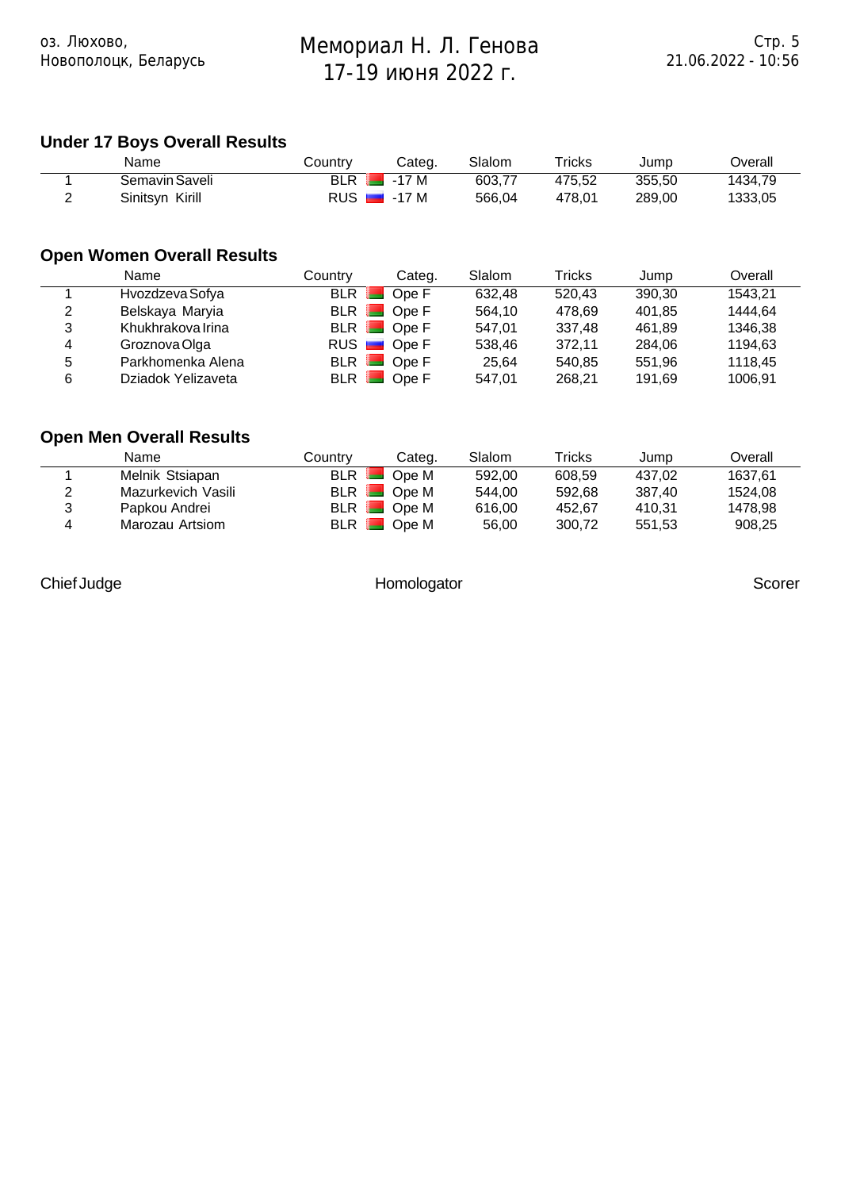## Under 17 Boys Overall Results

| | Name | Country | Categ. | Slalom | Tricks | Jump | Overall |
|---|---|---|---|---|---|---|---|
| 1 | Semavin Saveli | BLR | -17 M | 603,77 | 475,52 | 355,50 | 1434,79 |
| 2 | Sinitsyn Kirill | RUS | -17 M | 566,04 | 478,01 | 289,00 | 1333,05 |

## Open Women Overall Results

| | Name | Country | Categ. | Slalom | Tricks | Jump | Overall |
|---|---|---|---|---|---|---|---|
| 1 | Hvozdzeva Sofya | BLR | Ope F | 632,48 | 520,43 | 390,30 | 1543,21 |
| 2 | Belskaya Maryia | BLR | Ope F | 564,10 | 478,69 | 401,85 | 1444,64 |
| 3 | Khukhrakova Irina | BLR | Ope F | 547,01 | 337,48 | 461,89 | 1346,38 |
| 4 | Groznova Olga | RUS | Ope F | 538,46 | 372,11 | 284,06 | 1194,63 |
| 5 | Parkhomenka Alena | BLR | Ope F | 25,64 | 540,85 | 551,96 | 1118,45 |
| 6 | Dziadok Yelizaveta | BLR | Ope F | 547,01 | 268,21 | 191,69 | 1006,91 |

## Open Men Overall Results

| | Name | Country | Categ. | Slalom | Tricks | Jump | Overall |
|---|---|---|---|---|---|---|---|
| 1 | Melnik Stsiapan | BLR | Ope M | 592,00 | 608,59 | 437,02 | 1637,61 |
| 2 | Mazurkevich Vasili | BLR | Ope M | 544,00 | 592,68 | 387,40 | 1524,08 |
| 3 | Papkou Andrei | BLR | Ope M | 616,00 | 452,67 | 410,31 | 1478,98 |
| 4 | Marozau Artsiom | BLR | Ope M | 56,00 | 300,72 | 551,53 | 908,25 |

Chief Judge | Homologator | Scorer